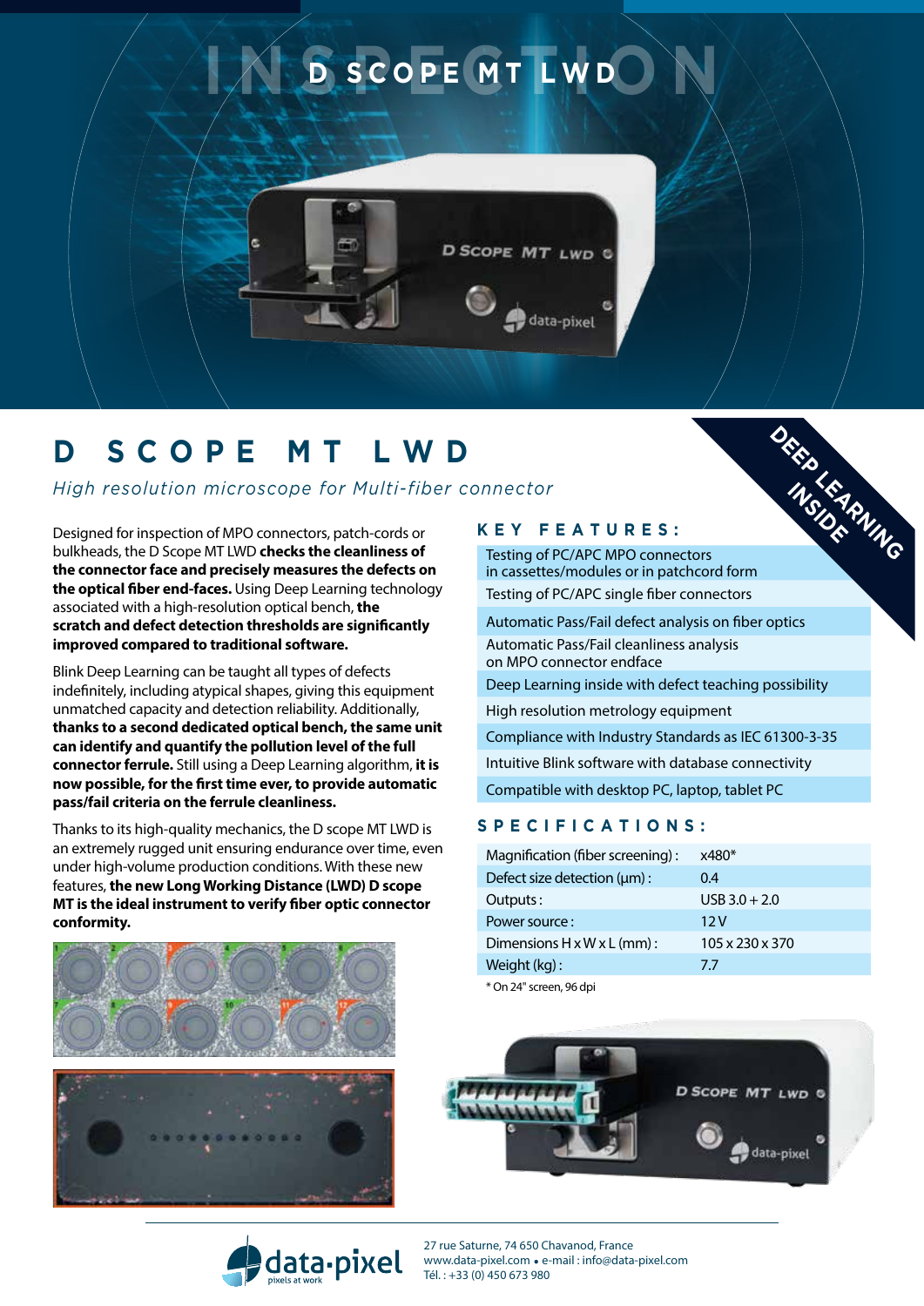# D SCOPE MT LWD

*High resolution microscope for Multi-fiber connector*

DEEP LEARNING INSIDE

Designed for inspection of MPO connectors, patch-cords or bulkheads, the D Scope MT LWD **checks the cleanliness of the connector face and precisely measures the defects on the optical fiber end-faces.** Using Deep Learning technology associated with a high-resolution optical bench, **the scratch and defect detection thresholds are significantly improved compared to traditional software.**

Blink Deep Learning can be taught all types of defects indefinitely, including atypical shapes, giving this equipment unmatched capacity and detection reliability. Additionally, **thanks to a second dedicated optical bench, the same unit can identify and quantify the pollution level of the full connector ferrule.** Still using a Deep Learning algorithm, **it is now possible, for the first time ever, to provide automatic pass/fail criteria on the ferrule cleanliness.**

Thanks to its high-quality mechanics, the D scope MT LWD is an extremely rugged unit ensuring endurance over time, even under high-volume production conditions. With these new features, **the new Long Working Distance (LWD) D scope MT is the ideal instrument to verify fiber optic connector conformity.**

## KEY FEATURES:

- Testing of PC/APC MPO connectors in cassettes/modules or in patchcord form
- Testing of PC/APC single fiber connectors
- Automatic Pass/Fail defect analysis on fiber optics
- Automatic Pass/Fail cleanliness analysis on MPO connector endface
- Deep Learning inside with defect teaching possibility
- High resolution metrology equipment
- Compliance with Industry Standards as IEC 61300-3-35
- Intuitive Blink software with database connectivity
- Compatible with desktop PC, laptop, tablet PC

## SPECIFICATIONS:

| | |
|---|---|
| Magnification (fiber screening) : | x480* |
| Defect size detection (µm) : | 0.4 |
| Outputs : | USB 3.0 + 2.0 |
| Power source : | 12 V |
| Dimensions H x W x L (mm) : | 105 x 230 x 370 |
| Weight (kg) : | 7.7 |

\* On 24" screen, 96 dpi

data-pixel – pixels at work

27 rue Saturne, 74 650 Chavanod, France
www.data-pixel.com • e-mail : info@data-pixel.com
Tél. : +33 (0) 450 673 980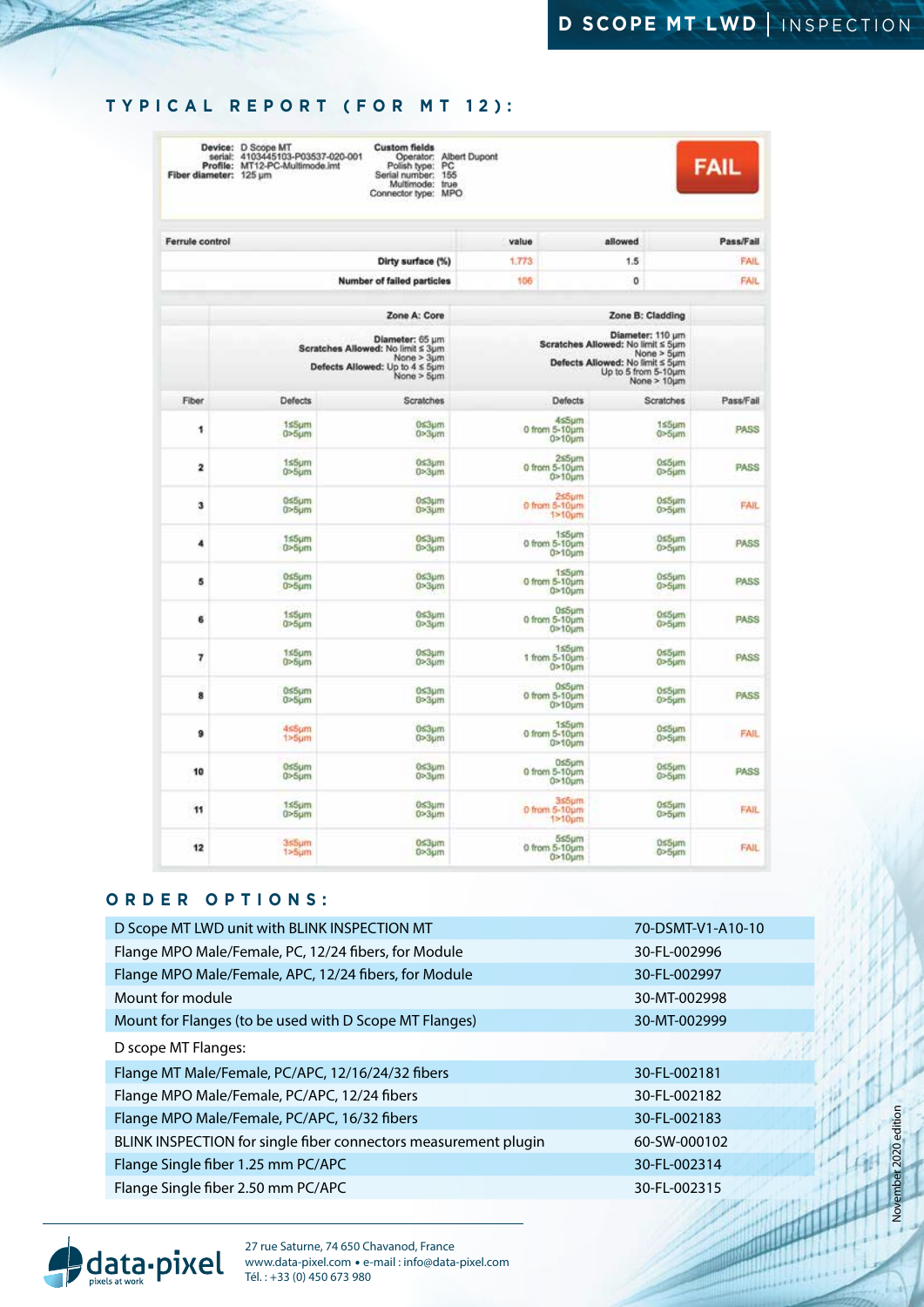# D SCOPE MT LWD | INSPECTION

## TYPICAL REPORT (FOR MT 12):

**Device:** D Scope MT
**serial:** 4103445103-P03537-020-001
**Profile:** MT12-PC-Multimode.imt
**Fiber diameter:** 125 µm

**Custom fields**
Operator: Albert Dupont
Polish type: PC
Serial number: 155
Multimode: true
Connector type: MPO

**FAIL**

| Ferrule control | value | allowed | Pass/Fail |
|---|---|---|---|
| Dirty surface (%) | 1.773 | 1.5 | FAIL |
| Number of failed particles | 106 | 0 | FAIL |

| | Zone A: Core | | Zone B: Cladding | | |
|---|---|---|---|---|---|
| | Diameter: 65 µm; Scratches Allowed: No limit ≤ 3µm, None > 3µm; Defects Allowed: Up to 4 ≤ 5µm, None > 5µm | | Diameter: 110 µm; Scratches Allowed: No limit ≤ 5µm, None > 5µm; Defects Allowed: No limit ≤ 5µm, Up to 5 from 5-10µm, None > 10µm | | |
| Fiber | Defects | Scratches | Defects | Scratches | Pass/Fail |
| 1 | 1≤5µm 0>5µm | 0≤3µm 0>3µm | 4≤5µm 0 from 5-10µm 0>10µm | 1≤5µm 0>5µm | PASS |
| 2 | 1≤5µm 0>5µm | 0≤3µm 0>3µm | 2≤5µm 0 from 5-10µm 0>10µm | 0≤5µm 0>5µm | PASS |
| 3 | 0≤5µm 0>5µm | 0≤3µm 0>3µm | 2≤5µm 0 from 5-10µm 1>10µm | 0≤5µm 0>5µm | FAIL |
| 4 | 1≤5µm 0>5µm | 0≤3µm 0>3µm | 1≤5µm 0 from 5-10µm 0>10µm | 0≤5µm 0>5µm | PASS |
| 5 | 0≤5µm 0>5µm | 0≤3µm 0>3µm | 1≤5µm 0 from 5-10µm 0>10µm | 0≤5µm 0>5µm | PASS |
| 6 | 1≤5µm 0>5µm | 0≤3µm 0>3µm | 0≤5µm 0 from 5-10µm 0>10µm | 0≤5µm 0>5µm | PASS |
| 7 | 1≤5µm 0>5µm | 0≤3µm 0>3µm | 1≤5µm 1 from 5-10µm 0>10µm | 0≤5µm 0>5µm | PASS |
| 8 | 0≤5µm 0>5µm | 0≤3µm 0>3µm | 0≤5µm 0 from 5-10µm 0>10µm | 0≤5µm 0>5µm | PASS |
| 9 | 4≤5µm 1>5µm | 0≤3µm 0>3µm | 1≤5µm 0 from 5-10µm 0>10µm | 0≤5µm 0>5µm | FAIL |
| 10 | 0≤5µm 0>5µm | 0≤3µm 0>3µm | 0≤5µm 0 from 5-10µm 0>10µm | 0≤5µm 0>5µm | PASS |
| 11 | 1≤5µm 0>5µm | 0≤3µm 0>3µm | 3≤5µm 0 from 5-10µm 1>10µm | 0≤5µm 0>5µm | FAIL |
| 12 | 3≤5µm 1>5µm | 0≤3µm 0>3µm | 5≤5µm 0 from 5-10µm 0>10µm | 0≤5µm 0>5µm | FAIL |

## ORDER OPTIONS:

| | |
|---|---|
| D Scope MT LWD unit with BLINK INSPECTION MT | 70-DSMT-V1-A10-10 |
| Flange MPO Male/Female, PC, 12/24 fibers, for Module | 30-FL-002996 |
| Flange MPO Male/Female, APC, 12/24 fibers, for Module | 30-FL-002997 |
| Mount for module | 30-MT-002998 |
| Mount for Flanges (to be used with D Scope MT Flanges) | 30-MT-002999 |
| D scope MT Flanges: | |
| Flange MT Male/Female, PC/APC, 12/16/24/32 fibers | 30-FL-002181 |
| Flange MPO Male/Female, PC/APC, 12/24 fibers | 30-FL-002182 |
| Flange MPO Male/Female, PC/APC, 16/32 fibers | 30-FL-002183 |
| BLINK INSPECTION for single fiber connectors measurement plugin | 60-SW-000102 |
| Flange Single fiber 1.25 mm PC/APC | 30-FL-002314 |
| Flange Single fiber 2.50 mm PC/APC | 30-FL-002315 |

November 2020 edition

data-pixel — pixels at work
27 rue Saturne, 74 650 Chavanod, France
www.data-pixel.com • e-mail : info@data-pixel.com
Tél. : +33 (0) 450 673 980